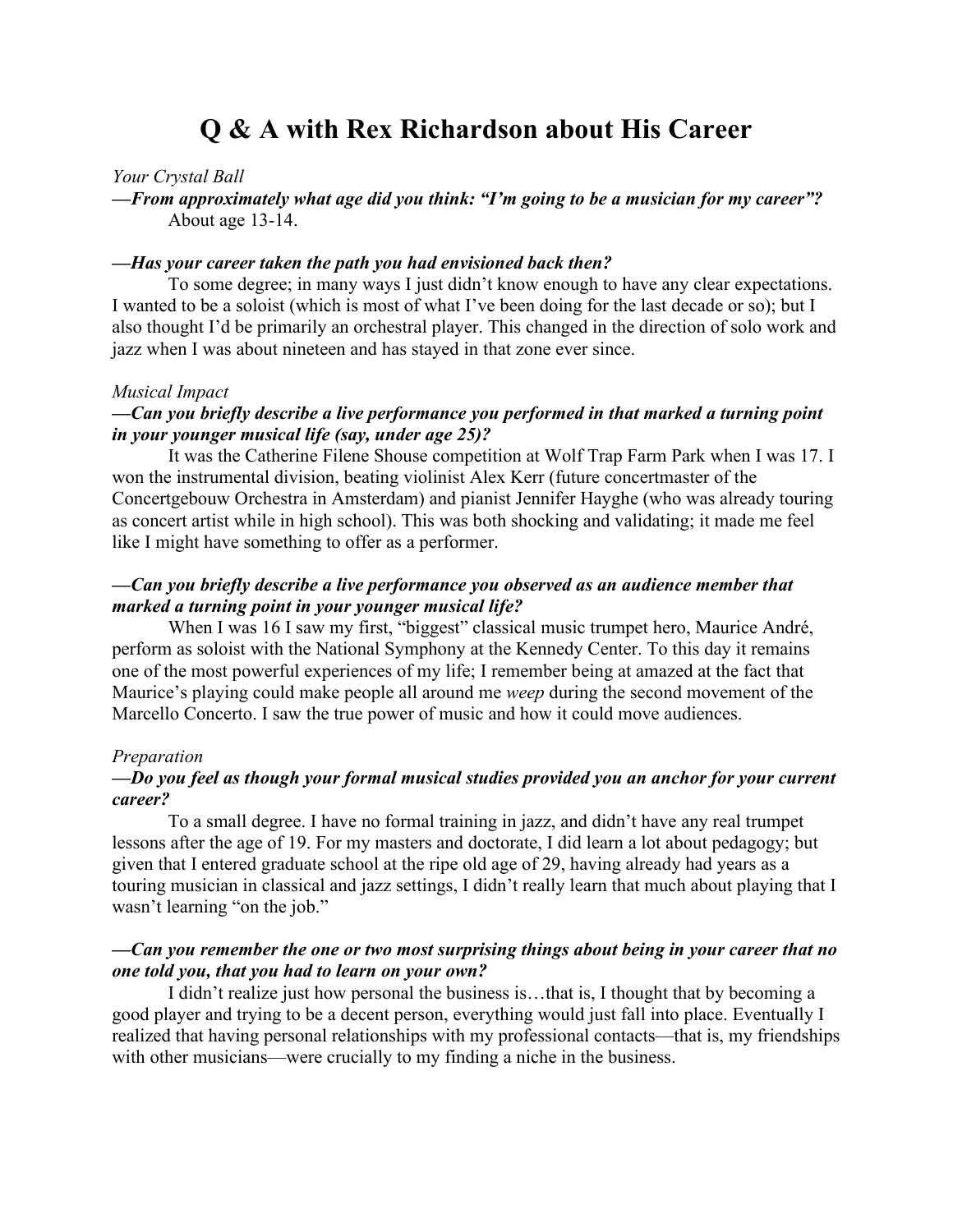# Q & A with Rex Richardson about His Career

*Your Crystal Ball*

***—From approximately what age did you think: "I'm going to be a musician for my career"?***

About age 13-14.

***—Has your career taken the path you had envisioned back then?***

To some degree; in many ways I just didn't know enough to have any clear expectations. I wanted to be a soloist (which is most of what I've been doing for the last decade or so); but I also thought I'd be primarily an orchestral player. This changed in the direction of solo work and jazz when I was about nineteen and has stayed in that zone ever since.

*Musical Impact*

***—Can you briefly describe a live performance you performed in that marked a turning point in your younger musical life (say, under age 25)?***

It was the Catherine Filene Shouse competition at Wolf Trap Farm Park when I was 17. I won the instrumental division, beating violinist Alex Kerr (future concertmaster of the Concertgebouw Orchestra in Amsterdam) and pianist Jennifer Hayghe (who was already touring as concert artist while in high school). This was both shocking and validating; it made me feel like I might have something to offer as a performer.

***—Can you briefly describe a live performance you observed as an audience member that marked a turning point in your younger musical life?***

When I was 16 I saw my first, "biggest" classical music trumpet hero, Maurice André, perform as soloist with the National Symphony at the Kennedy Center. To this day it remains one of the most powerful experiences of my life; I remember being at amazed at the fact that Maurice's playing could make people all around me *weep* during the second movement of the Marcello Concerto. I saw the true power of music and how it could move audiences.

*Preparation*

***—Do you feel as though your formal musical studies provided you an anchor for your current career?***

To a small degree. I have no formal training in jazz, and didn't have any real trumpet lessons after the age of 19. For my masters and doctorate, I did learn a lot about pedagogy; but given that I entered graduate school at the ripe old age of 29, having already had years as a touring musician in classical and jazz settings, I didn't really learn that much about playing that I wasn't learning "on the job."

***—Can you remember the one or two most surprising things about being in your career that no one told you, that you had to learn on your own?***

I didn't realize just how personal the business is…that is, I thought that by becoming a good player and trying to be a decent person, everything would just fall into place. Eventually I realized that having personal relationships with my professional contacts—that is, my friendships with other musicians—were crucially to my finding a niche in the business.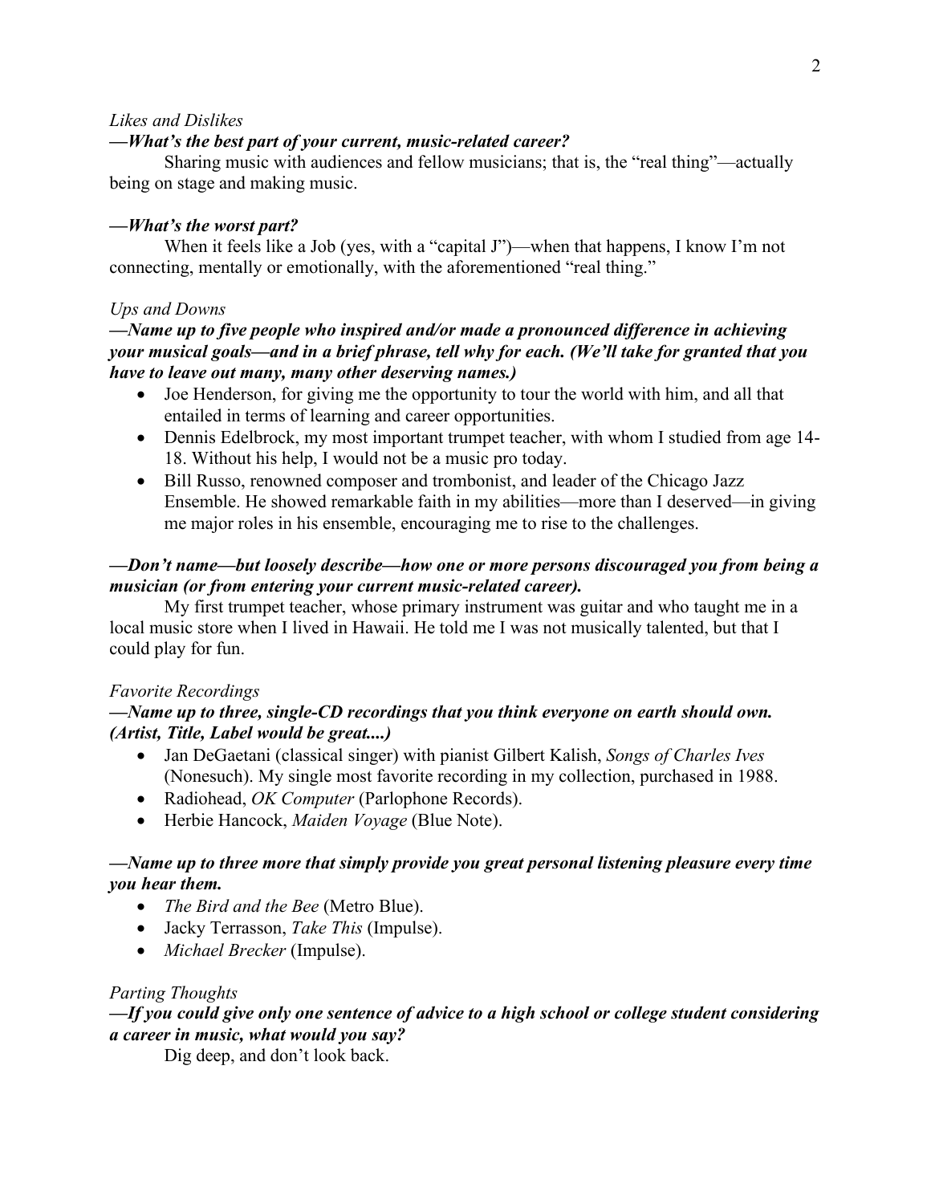*Likes and Dislikes*

***—What's the best part of your current, music-related career?***

Sharing music with audiences and fellow musicians; that is, the "real thing"—actually being on stage and making music.

***—What's the worst part?***

When it feels like a Job (yes, with a "capital J")—when that happens, I know I'm not connecting, mentally or emotionally, with the aforementioned "real thing."

*Ups and Downs*

***—Name up to five people who inspired and/or made a pronounced difference in achieving your musical goals—and in a brief phrase, tell why for each. (We'll take for granted that you have to leave out many, many other deserving names.)***

- Joe Henderson, for giving me the opportunity to tour the world with him, and all that entailed in terms of learning and career opportunities.
- Dennis Edelbrock, my most important trumpet teacher, with whom I studied from age 14-18. Without his help, I would not be a music pro today.
- Bill Russo, renowned composer and trombonist, and leader of the Chicago Jazz Ensemble. He showed remarkable faith in my abilities—more than I deserved—in giving me major roles in his ensemble, encouraging me to rise to the challenges.

***—Don't name—but loosely describe—how one or more persons discouraged you from being a musician (or from entering your current music-related career).***

My first trumpet teacher, whose primary instrument was guitar and who taught me in a local music store when I lived in Hawaii. He told me I was not musically talented, but that I could play for fun.

*Favorite Recordings*

***—Name up to three, single-CD recordings that you think everyone on earth should own. (Artist, Title, Label would be great....)***

- Jan DeGaetani (classical singer) with pianist Gilbert Kalish, *Songs of Charles Ives* (Nonesuch). My single most favorite recording in my collection, purchased in 1988.
- Radiohead, *OK Computer* (Parlophone Records).
- Herbie Hancock, *Maiden Voyage* (Blue Note).

***—Name up to three more that simply provide you great personal listening pleasure every time you hear them.***

- *The Bird and the Bee* (Metro Blue).
- Jacky Terrasson, *Take This* (Impulse).
- *Michael Brecker* (Impulse).

*Parting Thoughts*

***—If you could give only one sentence of advice to a high school or college student considering a career in music, what would you say?***

Dig deep, and don't look back.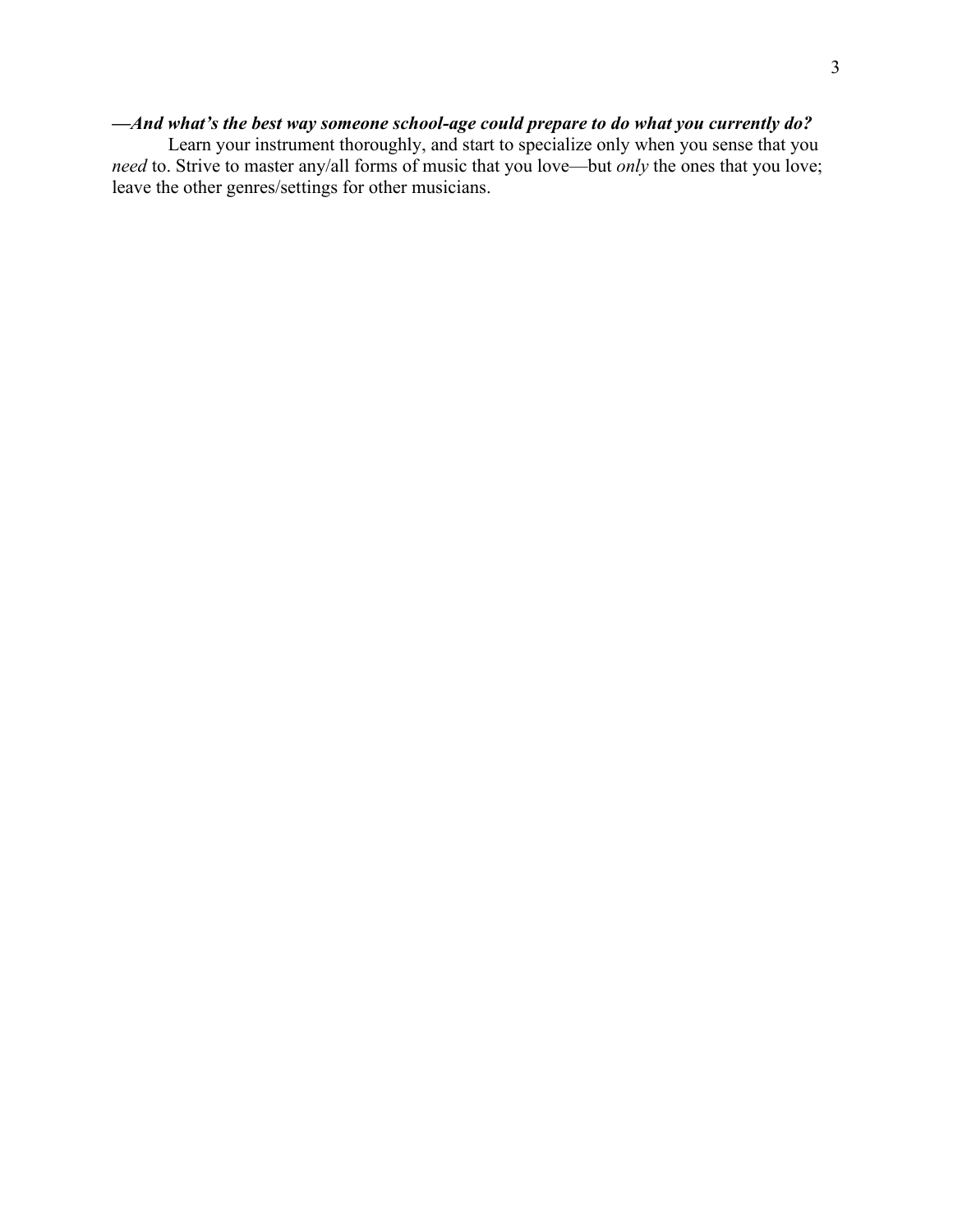***—And what's the best way someone school-age could prepare to do what you currently do?***

Learn your instrument thoroughly, and start to specialize only when you sense that you *need* to. Strive to master any/all forms of music that you love—but *only* the ones that you love; leave the other genres/settings for other musicians.